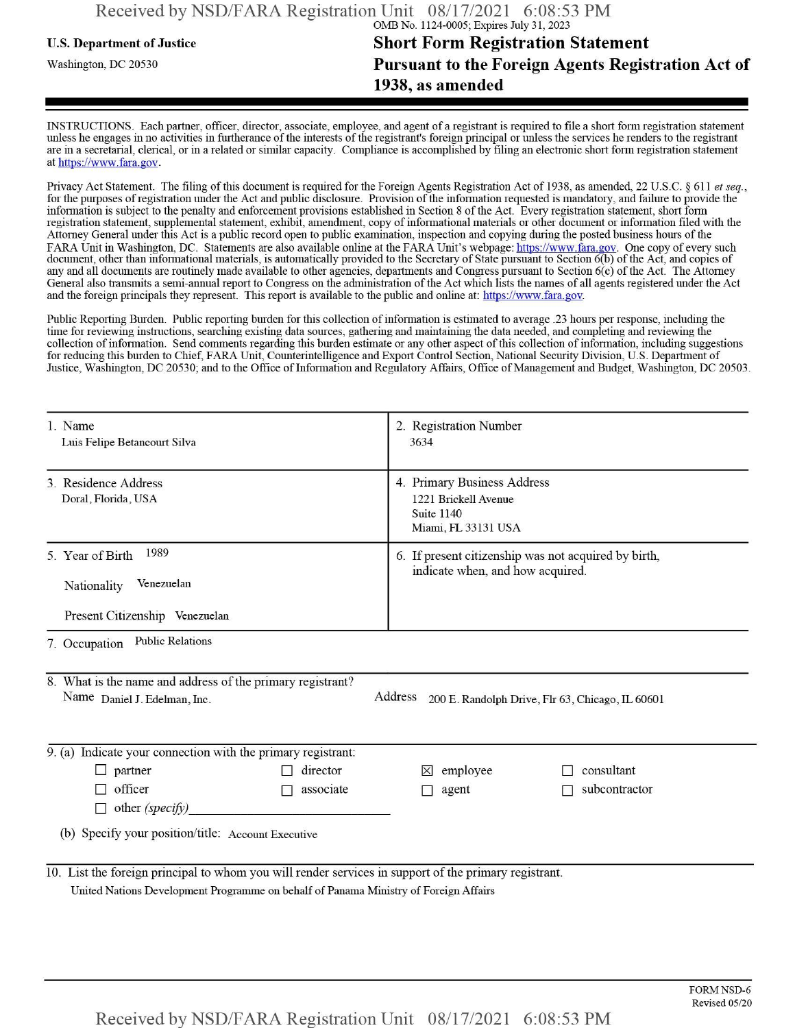OMB No. 1124-0005; Expires July 31, 2023

**U.S. Department of Justice**

Washington, DC 20530

# Short Form Registration Statement Pursuant to the Foreign Agents Registration Act of 1938, as amended

INSTRUCTIONS. Each partner, officer, director, associate, employee, and agent of a registrant is required to file a short form registration statement unless he engages in no activities in furtherance of the interests of the registrant's foreign principal or unless the services he renders to the registrant are in a secretarial, clerical, or in a related or similar capacity. Compliance is accomplished by filing an electronic short form registration statement at https://www.fara.gov.

Privacy Act Statement. The filing of this document is required for the Foreign Agents Registration Act of 1938, as amended, 22 U.S.C. § 611 *et seq.*, for the purposes of registration under the Act and public disclosure. Provision of the information requested is mandatory, and failure to provide the information is subject to the penalty and enforcement provisions established in Section 8 of the Act. Every registration statement, short form registration statement, supplemental statement, exhibit, amendment, copy of informational materials or other document or information filed with the Attorney General under this Act is a public record open to public examination, inspection and copying during the posted business hours of the FARA Unit in Washington, DC. Statements are also available online at the FARA Unit's webpage: https://www.fara.gov. One copy of every such document, other than informational materials, is automatically provided to the Secretary of State pursuant to Section 6(b) of the Act, and copies of any and all documents are routinely made available to other agencies, departments and Congress pursuant to Section 6(c) of the Act. The Attorney General also transmits a semi-annual report to Congress on the administration of the Act which lists the names of all agents registered under the Act and the foreign principals they represent. This report is available to the public and online at: https://www.fara.gov.

Public Reporting Burden. Public reporting burden for this collection of information is estimated to average .23 hours per response, including the time for reviewing instructions, searching existing data sources, gathering and maintaining the data needed, and completing and reviewing the collection of information. Send comments regarding this burden estimate or any other aspect of this collection of information, including suggestions for reducing this burden to Chief, FARA Unit, Counterintelligence and Export Control Section, National Security Division, U.S. Department of Justice, Washington, DC 20530; and to the Office of Information and Regulatory Affairs, Office of Management and Budget, Washington, DC 20503.

| | |
|---|---|
| 1. Name<br>Luis Felipe Betancourt Silva | 2. Registration Number<br>3634 |
| 3. Residence Address<br>Doral, Florida, USA | 4. Primary Business Address<br>1221 Brickell Avenue<br>Suite 1140<br>Miami, FL 33131 USA |
| 5. Year of Birth 1989<br>Nationality Venezuelan<br>Present Citizenship Venezuelan | 6. If present citizenship was not acquired by birth, indicate when, and how acquired. |

7. Occupation Public Relations

8. What is the name and address of the primary registrant?
Name Daniel J. Edelman, Inc. Address 200 E. Randolph Drive, Flr 63, Chicago, IL 60601

9. (a) Indicate your connection with the primary registrant:

- ☐ partner
- ☐ director
- ☒ employee
- ☐ consultant
- ☐ officer
- ☐ associate
- ☐ agent
- ☐ subcontractor
- ☐ other *(specify)* \_\_\_\_\_\_\_\_

(b) Specify your position/title: Account Executive

10. List the foreign principal to whom you will render services in support of the primary registrant.
United Nations Development Programme on behalf of Panama Ministry of Foreign Affairs

FORM NSD-6
Revised 05/20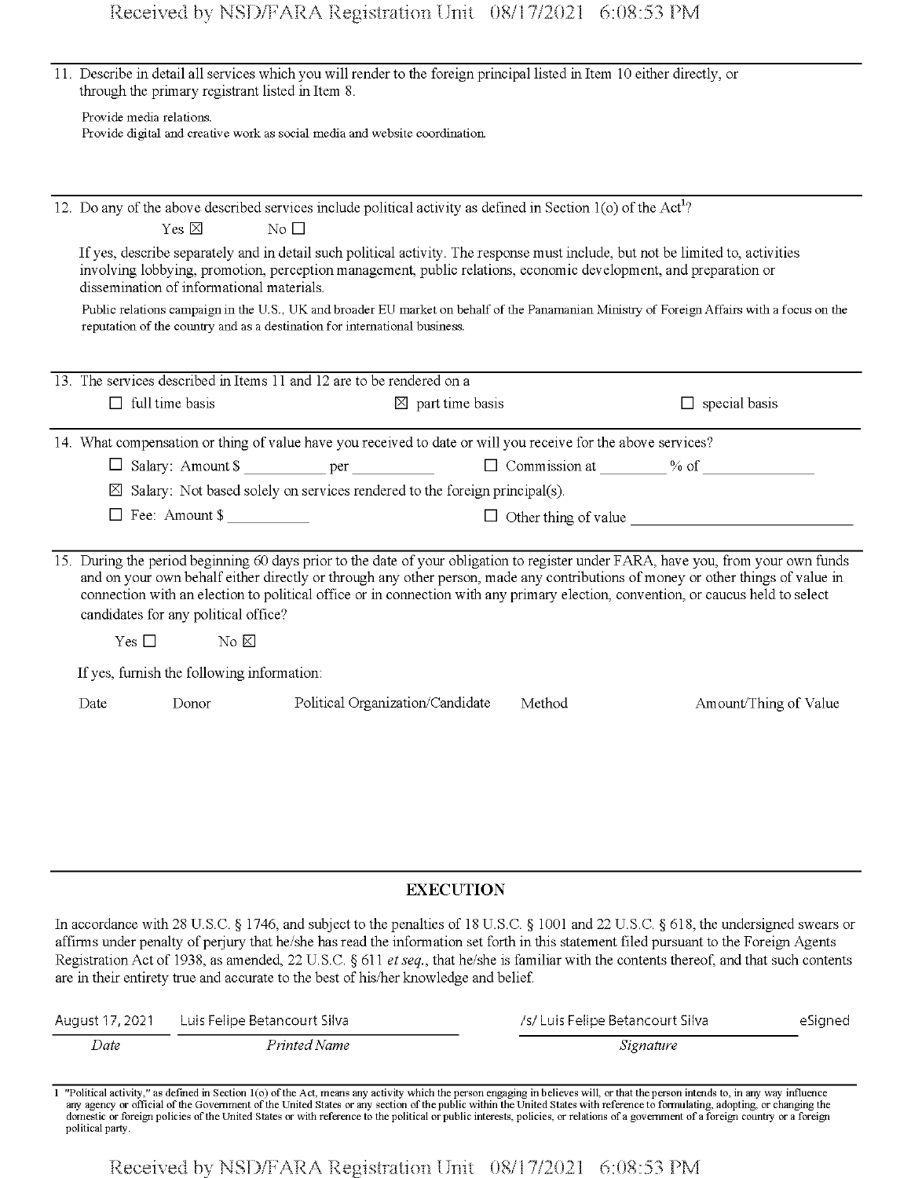11. Describe in detail all services which you will render to the foreign principal listed in Item 10 either directly, or through the primary registrant listed in Item 8.

 Provide media relations.
 Provide digital and creative work as social media and website coordination.

12. Do any of the above described services include political activity as defined in Section 1(o) of the Act[1]?

 Yes ☒  No ☐

 If yes, describe separately and in detail such political activity. The response must include, but not be limited to, activities involving lobbying, promotion, perception management, public relations, economic development, and preparation or dissemination of informational materials.

 Public relations campaign in the U.S., UK and broader EU market on behalf of the Panamanian Ministry of Foreign Affairs with a focus on the reputation of the country and as a destination for international business.

13. The services described in Items 11 and 12 are to be rendered on a

 ☐ full time basis  ☒ part time basis  ☐ special basis

14. What compensation or thing of value have you received to date or will you receive for the above services?

 ☐ Salary: Amount $ __________ per __________  ☐ Commission at ________ % of ______________

 ☒ Salary: Not based solely on services rendered to the foreign principal(s).

 ☐ Fee: Amount $ __________  ☐ Other thing of value ____________________________

15. During the period beginning 60 days prior to the date of your obligation to register under FARA, have you, from your own funds and on your own behalf either directly or through any other person, made any contributions of money or other things of value in connection with an election to political office or in connection with any primary election, convention, or caucus held to select candidates for any political office?

 Yes ☐  No ☒

 If yes, furnish the following information:

| Date | Donor | Political Organization/Candidate | Method | Amount/Thing of Value |
|---|---|---|---|---|

## EXECUTION

In accordance with 28 U.S.C. § 1746, and subject to the penalties of 18 U.S.C. § 1001 and 22 U.S.C. § 618, the undersigned swears or affirms under penalty of perjury that he/she has read the information set forth in this statement filed pursuant to the Foreign Agents Registration Act of 1938, as amended, 22 U.S.C. § 611 *et seq.*, that he/she is familiar with the contents thereof, and that such contents are in their entirety true and accurate to the best of his/her knowledge and belief.

| Date | Printed Name | Signature | |
|---|---|---|---|
| August 17, 2021 | Luis Felipe Betancourt Silva | /s/ Luis Felipe Betancourt Silva | eSigned |

[1] "Political activity," as defined in Section 1(o) of the Act, means any activity which the person engaging in believes will, or that the person intends to, in any way influence any agency or official of the Government of the United States or any section of the public within the United States with reference to formulating, adopting, or changing the domestic or foreign policies of the United States or with reference to the political or public interests, policies, or relations of a government of a foreign country or a foreign political party.